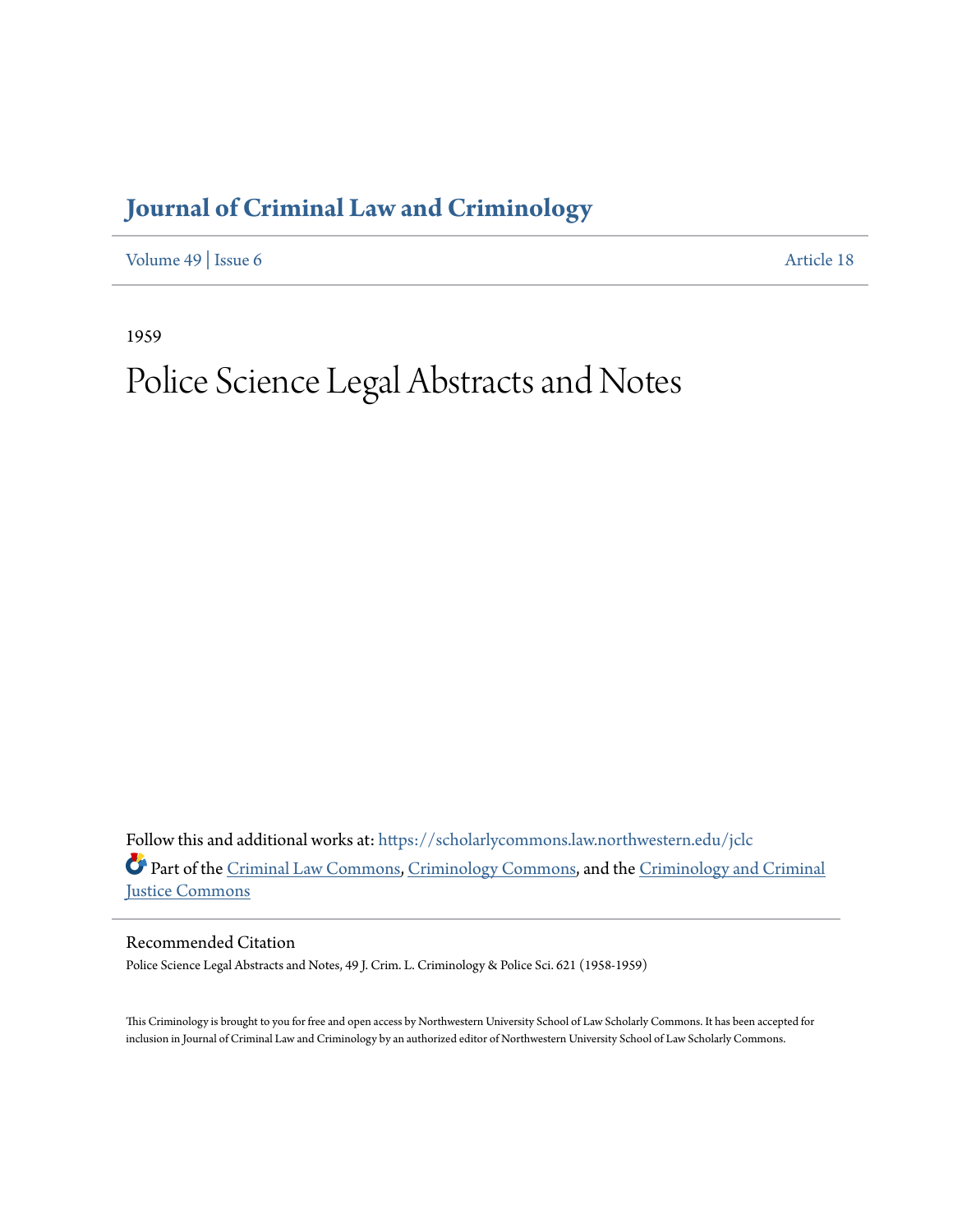# Journal of Criminal Law and Criminology

Volume 49 | Issue 6 Article 18

1959

# Police Science Legal Abstracts and Notes

Follow this and additional works at: https://scholarlycommons.law.northwestern.edu/jclc

Part of the Criminal Law Commons, Criminology Commons, and the Criminology and Criminal Justice Commons

## Recommended Citation

Police Science Legal Abstracts and Notes, 49 J. Crim. L. Criminology & Police Sci. 621 (1958-1959)

This Criminology is brought to you for free and open access by Northwestern University School of Law Scholarly Commons. It has been accepted for inclusion in Journal of Criminal Law and Criminology by an authorized editor of Northwestern University School of Law Scholarly Commons.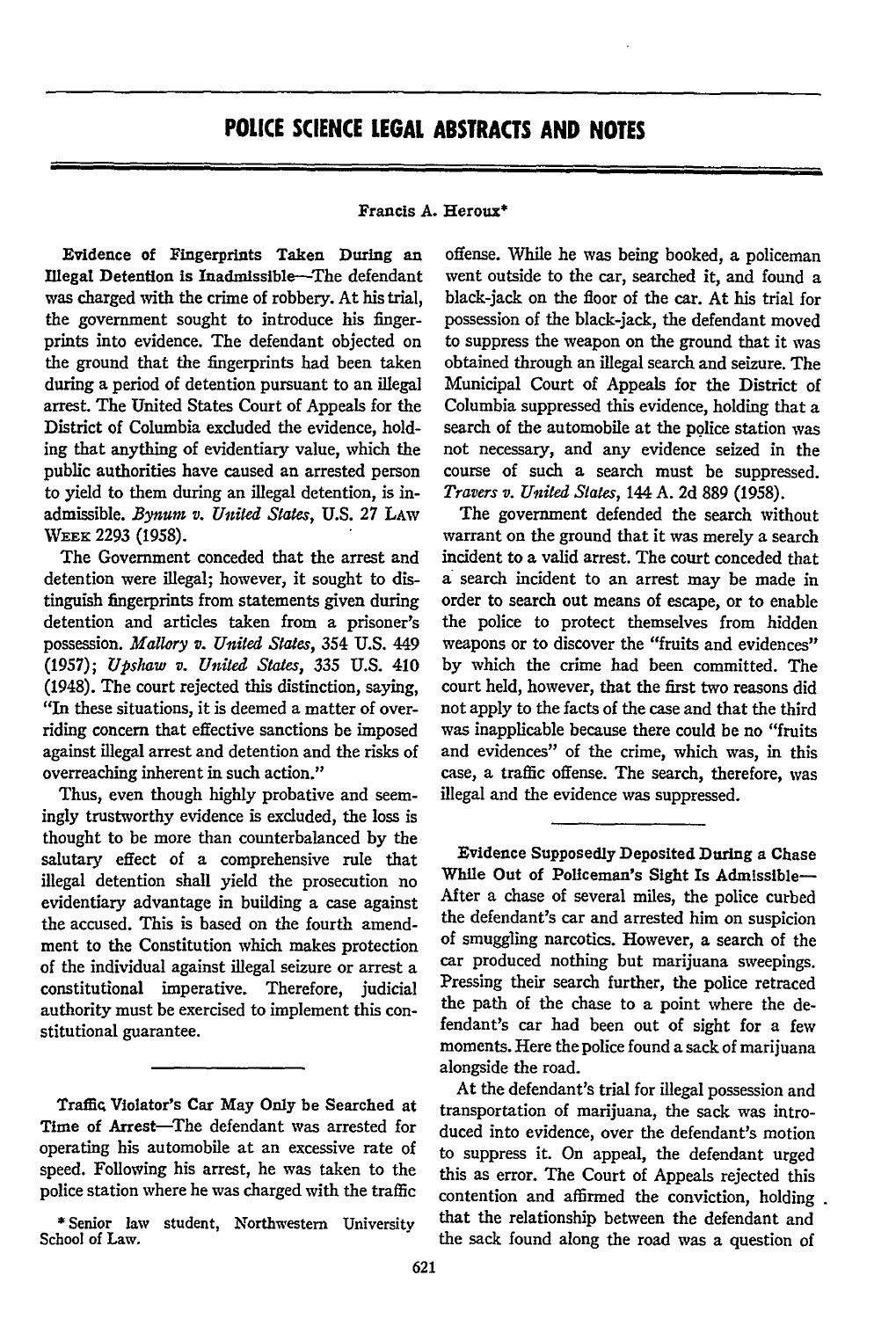# POLICE SCIENCE LEGAL ABSTRACTS AND NOTES

Francis A. Heroux*

**Evidence of Fingerprints Taken During an Illegal Detention is Inadmissible**—The defendant was charged with the crime of robbery. At his trial, the government sought to introduce his fingerprints into evidence. The defendant objected on the ground that the fingerprints had been taken during a period of detention pursuant to an illegal arrest. The United States Court of Appeals for the District of Columbia excluded the evidence, holding that anything of evidentiary value, which the public authorities have caused an arrested person to yield to them during an illegal detention, is inadmissible. *Bynum v. United States*, U.S. 27 LAW WEEK 2293 (1958).

The Government conceded that the arrest and detention were illegal; however, it sought to distinguish fingerprints from statements given during detention and articles taken from a prisoner's possession. *Mallory v. United States*, 354 U.S. 449 (1957); *Upshaw v. United States*, 335 U.S. 410 (1948). The court rejected this distinction, saying, "In these situations, it is deemed a matter of overriding concern that effective sanctions be imposed against illegal arrest and detention and the risks of overreaching inherent in such action."

Thus, even though highly probative and seemingly trustworthy evidence is excluded, the loss is thought to be more than counterbalanced by the salutary effect of a comprehensive rule that illegal detention shall yield the prosecution no evidentiary advantage in building a case against the accused. This is based on the fourth amendment to the Constitution which makes protection of the individual against illegal seizure or arrest a constitutional imperative. Therefore, judicial authority must be exercised to implement this constitutional guarantee.

**Traffic Violator's Car May Only be Searched at Time of Arrest**—The defendant was arrested for operating his automobile at an excessive rate of speed. Following his arrest, he was taken to the police station where he was charged with the traffic offense. While he was being booked, a policeman went outside to the car, searched it, and found a black-jack on the floor of the car. At his trial for possession of the black-jack, the defendant moved to suppress the weapon on the ground that it was obtained through an illegal search and seizure. The Municipal Court of Appeals for the District of Columbia suppressed this evidence, holding that a search of the automobile at the police station was not necessary, and any evidence seized in the course of such a search must be suppressed. *Travers v. United States*, 144 A. 2d 889 (1958).

The government defended the search without warrant on the ground that it was merely a search incident to a valid arrest. The court conceded that a search incident to an arrest may be made in order to search out means of escape, or to enable the police to protect themselves from hidden weapons or to discover the "fruits and evidences" by which the crime had been committed. The court held, however, that the first two reasons did not apply to the facts of the case and that the third was inapplicable because there could be no "fruits and evidences" of the crime, which was, in this case, a traffic offense. The search, therefore, was illegal and the evidence was suppressed.

**Evidence Supposedly Deposited During a Chase While Out of Policeman's Sight Is Admissible**—After a chase of several miles, the police curbed the defendant's car and arrested him on suspicion of smuggling narcotics. However, a search of the car produced nothing but marijuana sweepings. Pressing their search further, the police retraced the path of the chase to a point where the defendant's car had been out of sight for a few moments. Here the police found a sack of marijuana alongside the road.

At the defendant's trial for illegal possession and transportation of marijuana, the sack was introduced into evidence, over the defendant's motion to suppress it. On appeal, the defendant urged this as error. The Court of Appeals rejected this contention and affirmed the conviction, holding that the relationship between the defendant and the sack found along the road was a question of

\* Senior law student, Northwestern University School of Law.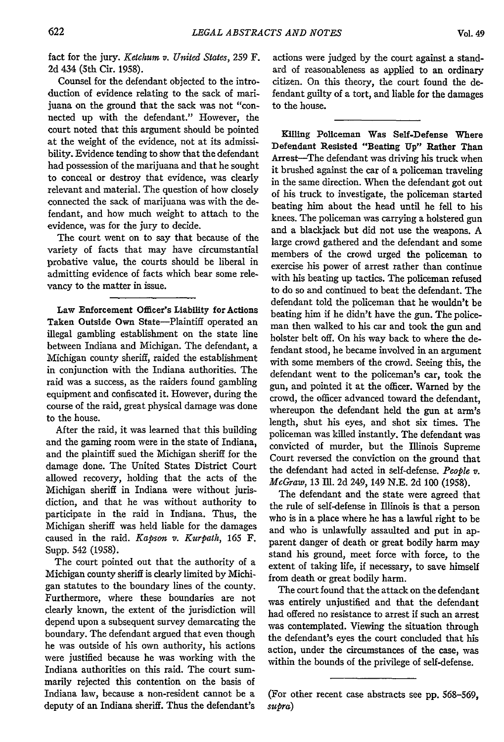fact for the jury. *Ketchum v. United States*, 259 F. 2d 434 (5th Cir. 1958).

Counsel for the defendant objected to the introduction of evidence relating to the sack of marijuana on the ground that the sack was not "connected up with the defendant." However, the court noted that this argument should be pointed at the weight of the evidence, not at its admissibility. Evidence tending to show that the defendant had possession of the marijuana and that he sought to conceal or destroy that evidence, was clearly relevant and material. The question of how closely connected the sack of marijuana was with the defendant, and how much weight to attach to the evidence, was for the jury to decide.

The court went on to say that because of the variety of facts that may have circumstantial probative value, the courts should be liberal in admitting evidence of facts which bear some relevancy to the matter in issue.

**Law Enforcement Officer's Liability for Actions Taken Outside Own State**—Plaintiff operated an illegal gambling establishment on the state line between Indiana and Michigan. The defendant, a Michigan county sheriff, raided the establishment in conjunction with the Indiana authorities. The raid was a success, as the raiders found gambling equipment and confiscated it. However, during the course of the raid, great physical damage was done to the house.

After the raid, it was learned that this building and the gaming room were in the state of Indiana, and the plaintiff sued the Michigan sheriff for the damage done. The United States District Court allowed recovery, holding that the acts of the Michigan sheriff in Indiana were without jurisdiction, and that he was without authority to participate in the raid in Indiana. Thus, the Michigan sheriff was held liable for the damages caused in the raid. *Kapson v. Kurpath*, 165 F. Supp. 542 (1958).

The court pointed out that the authority of a Michigan county sheriff is clearly limited by Michigan statutes to the boundary lines of the county. Furthermore, where these boundaries are not clearly known, the extent of the jurisdiction will depend upon a subsequent survey demarcating the boundary. The defendant argued that even though he was outside of his own authority, his actions were justified because he was working with the Indiana authorities on this raid. The court summarily rejected this contention on the basis of Indiana law, because a non-resident cannot be a deputy of an Indiana sheriff. Thus the defendant's actions were judged by the court against a standard of reasonableness as applied to an ordinary citizen. On this theory, the court found the defendant guilty of a tort, and liable for the damages to the house.

**Killing Policeman Was Self-Defense Where Defendant Resisted "Beating Up" Rather Than Arrest**—The defendant was driving his truck when it brushed against the car of a policeman traveling in the same direction. When the defendant got out of his truck to investigate, the policeman started beating him about the head until he fell to his knees. The policeman was carrying a holstered gun and a blackjack but did not use the weapons. A large crowd gathered and the defendant and some members of the crowd urged the policeman to exercise his power of arrest rather than continue with his beating up tactics. The policeman refused to do so and continued to beat the defendant. The defendant told the policeman that he wouldn't be beating him if he didn't have the gun. The policeman then walked to his car and took the gun and holster belt off. On his way back to where the defendant stood, he became involved in an argument with some members of the crowd. Seeing this, the defendant went to the policeman's car, took the gun, and pointed it at the officer. Warned by the crowd, the officer advanced toward the defendant, whereupon the defendant held the gun at arm's length, shut his eyes, and shot six times. The policeman was killed instantly. The defendant was convicted of murder, but the Illinois Supreme Court reversed the conviction on the ground that the defendant had acted in self-defense. *People v. McGraw*, 13 Ill. 2d 249, 149 N.E. 2d 100 (1958).

The defendant and the state were agreed that the rule of self-defense in Illinois is that a person who is in a place where he has a lawful right to be and who is unlawfully assaulted and put in apparent danger of death or great bodily harm may stand his ground, meet force with force, to the extent of taking life, if necessary, to save himself from death or great bodily harm.

The court found that the attack on the defendant was entirely unjustified and that the defendant had offered no resistance to arrest if such an arrest was contemplated. Viewing the situation through the defendant's eyes the court concluded that his action, under the circumstances of the case, was within the bounds of the privilege of self-defense.

(For other recent case abstracts see pp. 568–569, *supra*)